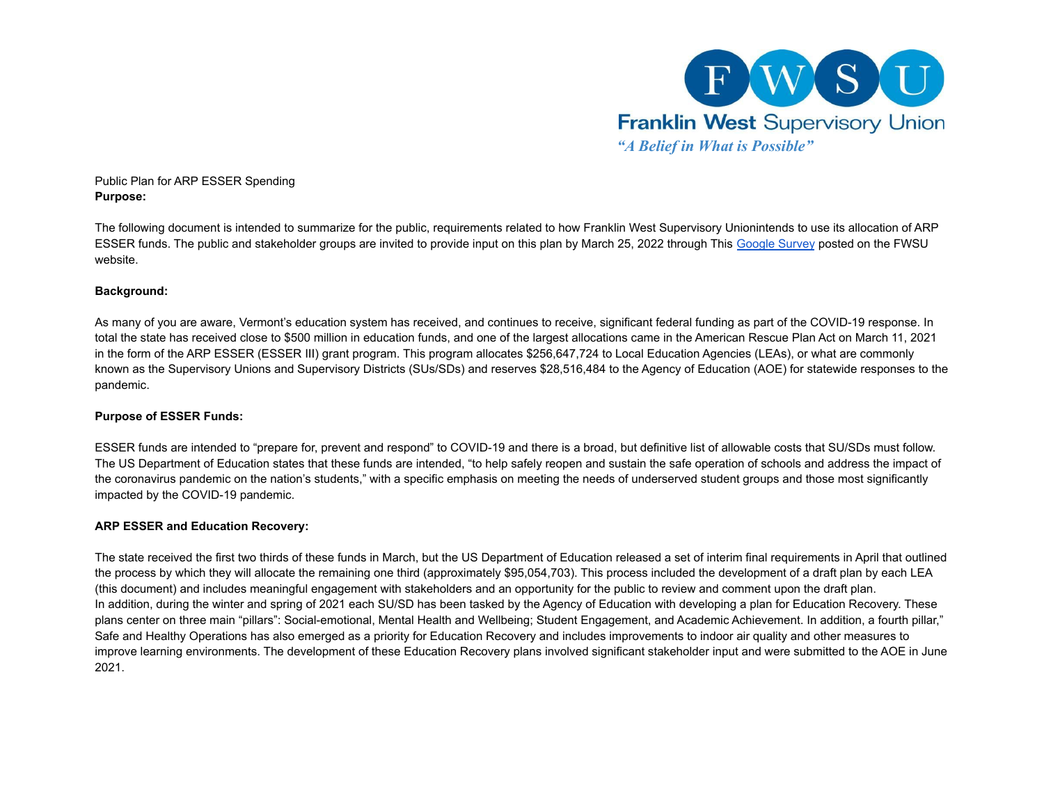**F W S U**

**Franklin West Supervisory Union**

*"A Belief in What is Possible"*

Public Plan for ARP ESSER Spending

**Purpose:**

The following document is intended to summarize for the public, requirements related to how Franklin West Supervisory Unionintends to use its allocation of ARP ESSER funds. The public and stakeholder groups are invited to provide input on this plan by March 25, 2022 through This Google Survey posted on the FWSU website.

**Background:**

As many of you are aware, Vermont's education system has received, and continues to receive, significant federal funding as part of the COVID-19 response. In total the state has received close to $500 million in education funds, and one of the largest allocations came in the American Rescue Plan Act on March 11, 2021 in the form of the ARP ESSER (ESSER III) grant program. This program allocates $256,647,724 to Local Education Agencies (LEAs), or what are commonly known as the Supervisory Unions and Supervisory Districts (SUs/SDs) and reserves $28,516,484 to the Agency of Education (AOE) for statewide responses to the pandemic.

**Purpose of ESSER Funds:**

ESSER funds are intended to "prepare for, prevent and respond" to COVID-19 and there is a broad, but definitive list of allowable costs that SU/SDs must follow. The US Department of Education states that these funds are intended, "to help safely reopen and sustain the safe operation of schools and address the impact of the coronavirus pandemic on the nation's students," with a specific emphasis on meeting the needs of underserved student groups and those most significantly impacted by the COVID-19 pandemic.

**ARP ESSER and Education Recovery:**

The state received the first two thirds of these funds in March, but the US Department of Education released a set of interim final requirements in April that outlined the process by which they will allocate the remaining one third (approximately $95,054,703). This process included the development of a draft plan by each LEA (this document) and includes meaningful engagement with stakeholders and an opportunity for the public to review and comment upon the draft plan.
In addition, during the winter and spring of 2021 each SU/SD has been tasked by the Agency of Education with developing a plan for Education Recovery. These plans center on three main "pillars": Social-emotional, Mental Health and Wellbeing; Student Engagement, and Academic Achievement. In addition, a fourth pillar," Safe and Healthy Operations has also emerged as a priority for Education Recovery and includes improvements to indoor air quality and other measures to improve learning environments. The development of these Education Recovery plans involved significant stakeholder input and were submitted to the AOE in June 2021.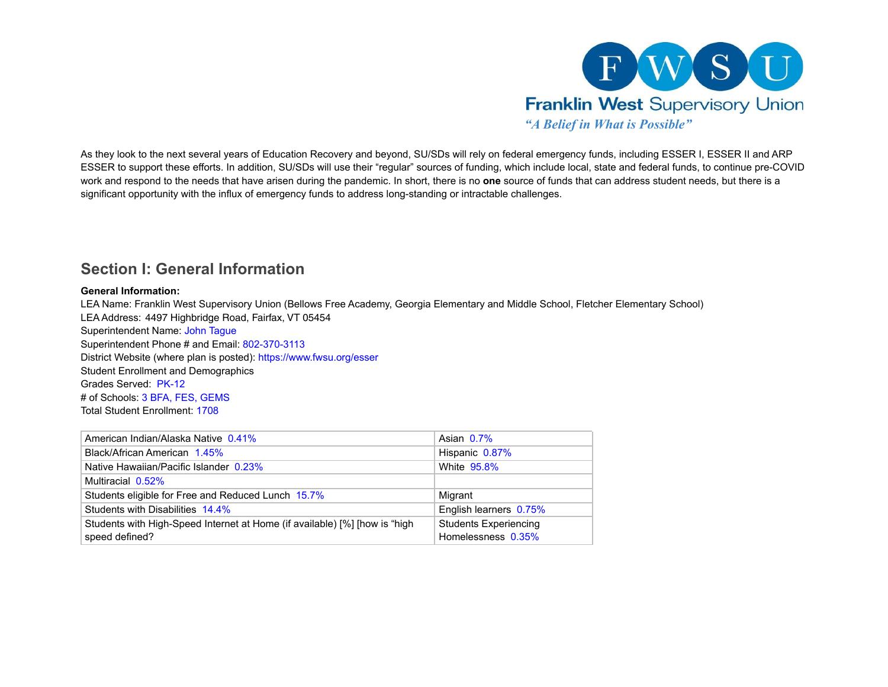Franklin West Supervisory Union

*"A Belief in What is Possible"*

As they look to the next several years of Education Recovery and beyond, SU/SDs will rely on federal emergency funds, including ESSER I, ESSER II and ARP ESSER to support these efforts. In addition, SU/SDs will use their "regular" sources of funding, which include local, state and federal funds, to continue pre-COVID work and respond to the needs that have arisen during the pandemic. In short, there is no **one** source of funds that can address student needs, but there is a significant opportunity with the influx of emergency funds to address long-standing or intractable challenges.

## Section I: General Information

**General Information:**

LEA Name: Franklin West Supervisory Union (Bellows Free Academy, Georgia Elementary and Middle School, Fletcher Elementary School)
LEA Address: 4497 Highbridge Road, Fairfax, VT 05454
Superintendent Name: John Tague
Superintendent Phone # and Email: 802-370-3113
District Website (where plan is posted): https://www.fwsu.org/esser
Student Enrollment and Demographics
Grades Served: PK-12
# of Schools: 3 BFA, FES, GEMS
Total Student Enrollment: 1708

| | |
|---|---|
| American Indian/Alaska Native 0.41% | Asian 0.7% |
| Black/African American 1.45% | Hispanic 0.87% |
| Native Hawaiian/Pacific Islander 0.23% | White 95.8% |
| Multiracial 0.52% | |
| Students eligible for Free and Reduced Lunch 15.7% | Migrant |
| Students with Disabilities 14.4% | English learners 0.75% |
| Students with High-Speed Internet at Home (if available) [%] [how is "high speed defined? | Students Experiencing Homelessness 0.35% |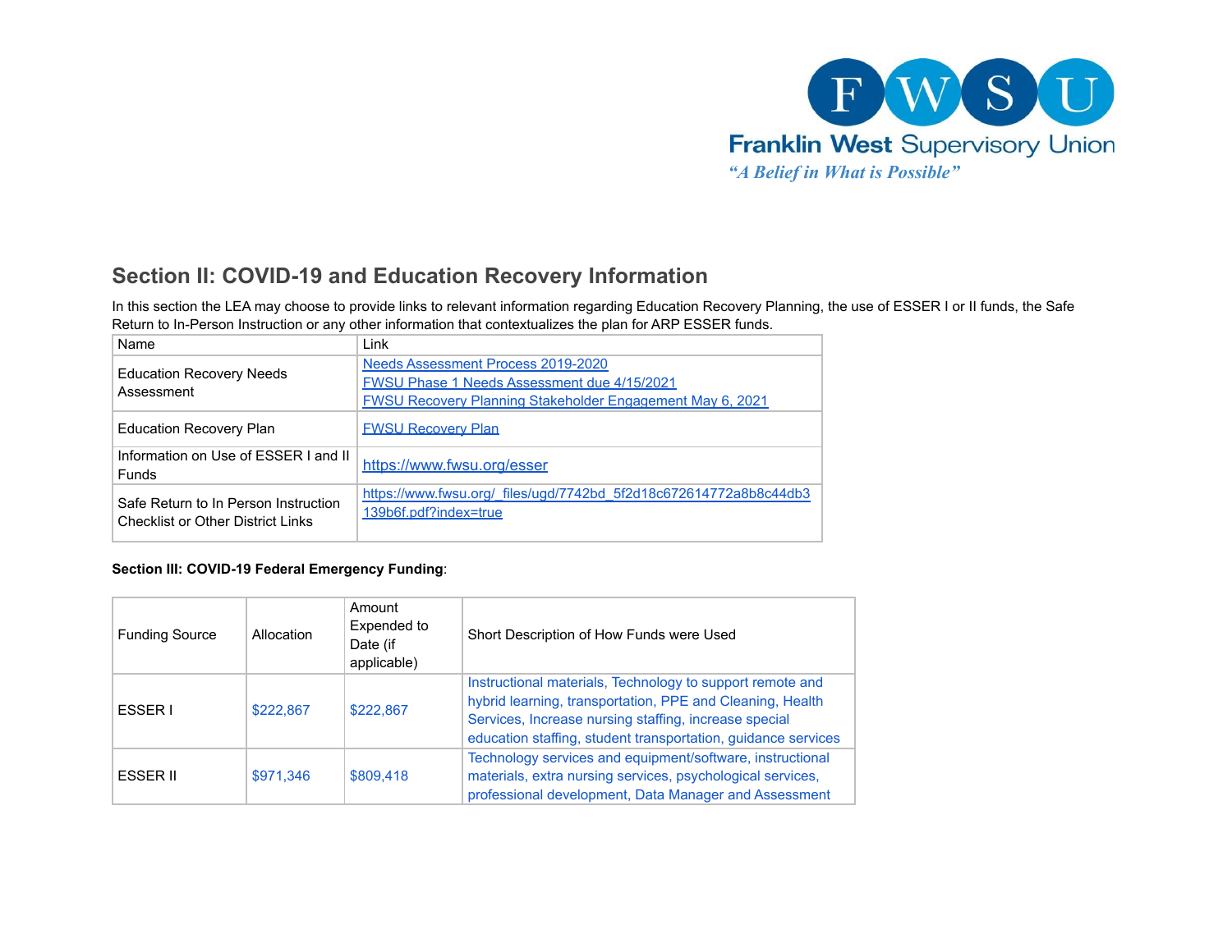Franklin West Supervisory Union

*"A Belief in What is Possible"*

## Section II: COVID-19 and Education Recovery Information

In this section the LEA may choose to provide links to relevant information regarding Education Recovery Planning, the use of ESSER I or II funds, the Safe Return to In-Person Instruction or any other information that contextualizes the plan for ARP ESSER funds.

| Name | Link |
|---|---|
| Education Recovery Needs Assessment | Needs Assessment Process 2019-2020<br>FWSU Phase 1 Needs Assessment due 4/15/2021<br>FWSU Recovery Planning Stakeholder Engagement May 6, 2021 |
| Education Recovery Plan | FWSU Recovery Plan |
| Information on Use of ESSER I and II Funds | https://www.fwsu.org/esser |
| Safe Return to In Person Instruction Checklist or Other District Links | https://www.fwsu.org/_files/ugd/7742bd_5f2d18c672614772a8b8c44db3139b6f.pdf?index=true |

**Section III: COVID-19 Federal Emergency Funding**:

| Funding Source | Allocation | Amount Expended to Date (if applicable) | Short Description of How Funds were Used |
|---|---|---|---|
| ESSER I | $222,867 | $222,867 | Instructional materials, Technology to support remote and hybrid learning, transportation, PPE and Cleaning, Health Services, Increase nursing staffing, increase special education staffing, student transportation, guidance services |
| ESSER II | $971,346 | $809,418 | Technology services and equipment/software, instructional materials, extra nursing services, psychological services, professional development, Data Manager and Assessment |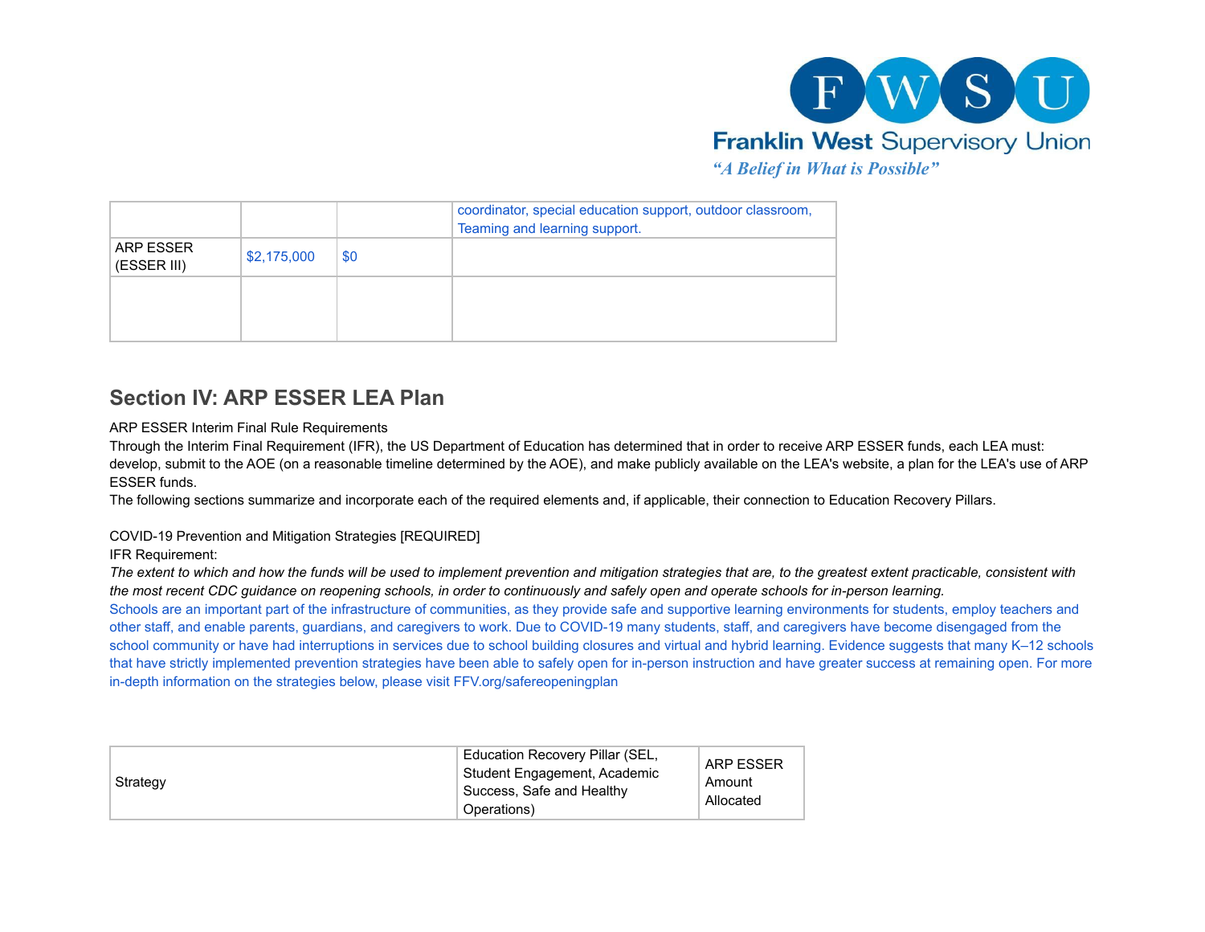| | | | |
|---|---|---|---|
| | | | coordinator, special education support, outdoor classroom, Teaming and learning support. |
| ARP ESSER (ESSER III) | $2,175,000 | $0 | |
| | | | |

## Section IV: ARP ESSER LEA Plan

ARP ESSER Interim Final Rule Requirements

Through the Interim Final Requirement (IFR), the US Department of Education has determined that in order to receive ARP ESSER funds, each LEA must: develop, submit to the AOE (on a reasonable timeline determined by the AOE), and make publicly available on the LEA's website, a plan for the LEA's use of ARP ESSER funds.

The following sections summarize and incorporate each of the required elements and, if applicable, their connection to Education Recovery Pillars.

COVID-19 Prevention and Mitigation Strategies [REQUIRED]

IFR Requirement:

*The extent to which and how the funds will be used to implement prevention and mitigation strategies that are, to the greatest extent practicable, consistent with the most recent CDC guidance on reopening schools, in order to continuously and safely open and operate schools for in-person learning.*

Schools are an important part of the infrastructure of communities, as they provide safe and supportive learning environments for students, employ teachers and other staff, and enable parents, guardians, and caregivers to work. Due to COVID-19 many students, staff, and caregivers have become disengaged from the school community or have had interruptions in services due to school building closures and virtual and hybrid learning. Evidence suggests that many K–12 schools that have strictly implemented prevention strategies have been able to safely open for in-person instruction and have greater success at remaining open. For more in-depth information on the strategies below, please visit FFV.org/safereopeningplan

| Strategy | Education Recovery Pillar (SEL, Student Engagement, Academic Success, Safe and Healthy Operations) | ARP ESSER Amount Allocated |
|---|---|---|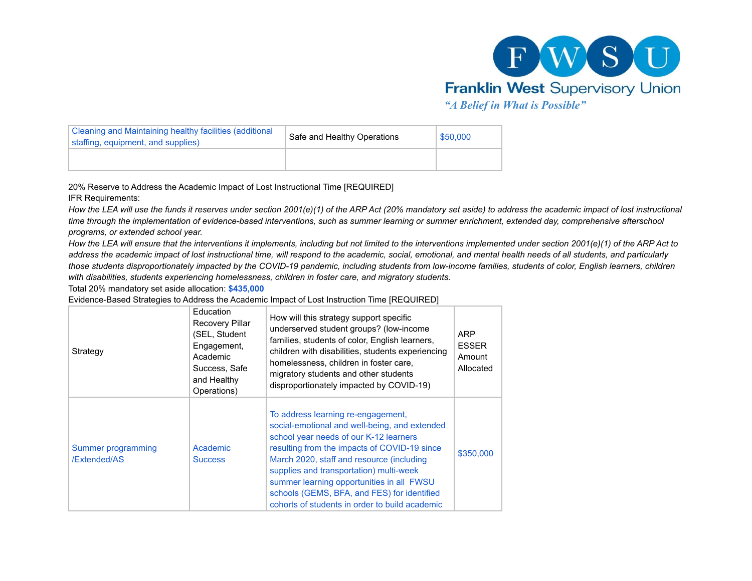| Cleaning and Maintaining healthy facilities (additional staffing, equipment, and supplies) | Safe and Healthy Operations | $50,000 |
|---|---|---|
| | | |

20% Reserve to Address the Academic Impact of Lost Instructional Time [REQUIRED]

IFR Requirements:

*How the LEA will use the funds it reserves under section 2001(e)(1) of the ARP Act (20% mandatory set aside) to address the academic impact of lost instructional time through the implementation of evidence-based interventions, such as summer learning or summer enrichment, extended day, comprehensive afterschool programs, or extended school year.*

*How the LEA will ensure that the interventions it implements, including but not limited to the interventions implemented under section 2001(e)(1) of the ARP Act to address the academic impact of lost instructional time, will respond to the academic, social, emotional, and mental health needs of all students, and particularly those students disproportionately impacted by the COVID-19 pandemic, including students from low-income families, students of color, English learners, children with disabilities, students experiencing homelessness, children in foster care, and migratory students.*

Total 20% mandatory set aside allocation: **$435,000**

Evidence-Based Strategies to Address the Academic Impact of Lost Instruction Time [REQUIRED]

| Strategy | Education Recovery Pillar (SEL, Student Engagement, Academic Success, Safe and Healthy Operations) | How will this strategy support specific underserved student groups? (low-income families, students of color, English learners, children with disabilities, students experiencing homelessness, children in foster care, migratory students and other students disproportionately impacted by COVID-19) | ARP ESSER Amount Allocated |
|---|---|---|---|
| Summer programming /Extended/AS | Academic Success | To address learning re-engagement, social-emotional and well-being, and extended school year needs of our K-12 learners resulting from the impacts of COVID-19 since March 2020, staff and resource (including supplies and transportation) multi-week summer learning opportunities in all FWSU schools (GEMS, BFA, and FES) for identified cohorts of students in order to build academic | $350,000 |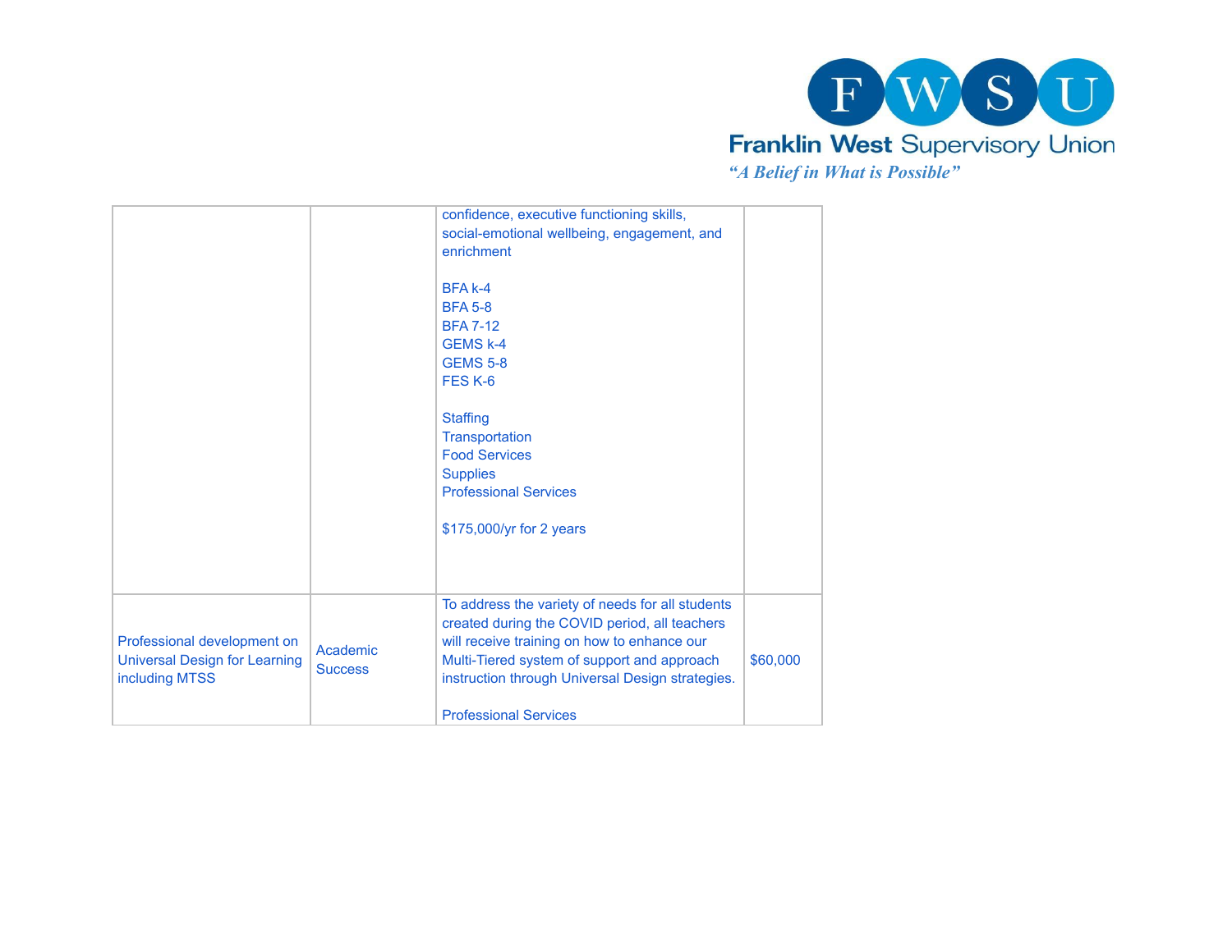| | | | |
|---|---|---|---|
| | | confidence, executive functioning skills, social-emotional wellbeing, engagement, and enrichment<br><br>BFA k-4<br>BFA 5-8<br>BFA 7-12<br>GEMS k-4<br>GEMS 5-8<br>FES K-6<br><br>Staffing<br>Transportation<br>Food Services<br>Supplies<br>Professional Services<br><br>$175,000/yr for 2 years | |
| Professional development on Universal Design for Learning including MTSS | Academic Success | To address the variety of needs for all students created during the COVID period, all teachers will receive training on how to enhance our Multi-Tiered system of support and approach instruction through Universal Design strategies.<br><br>Professional Services | $60,000 |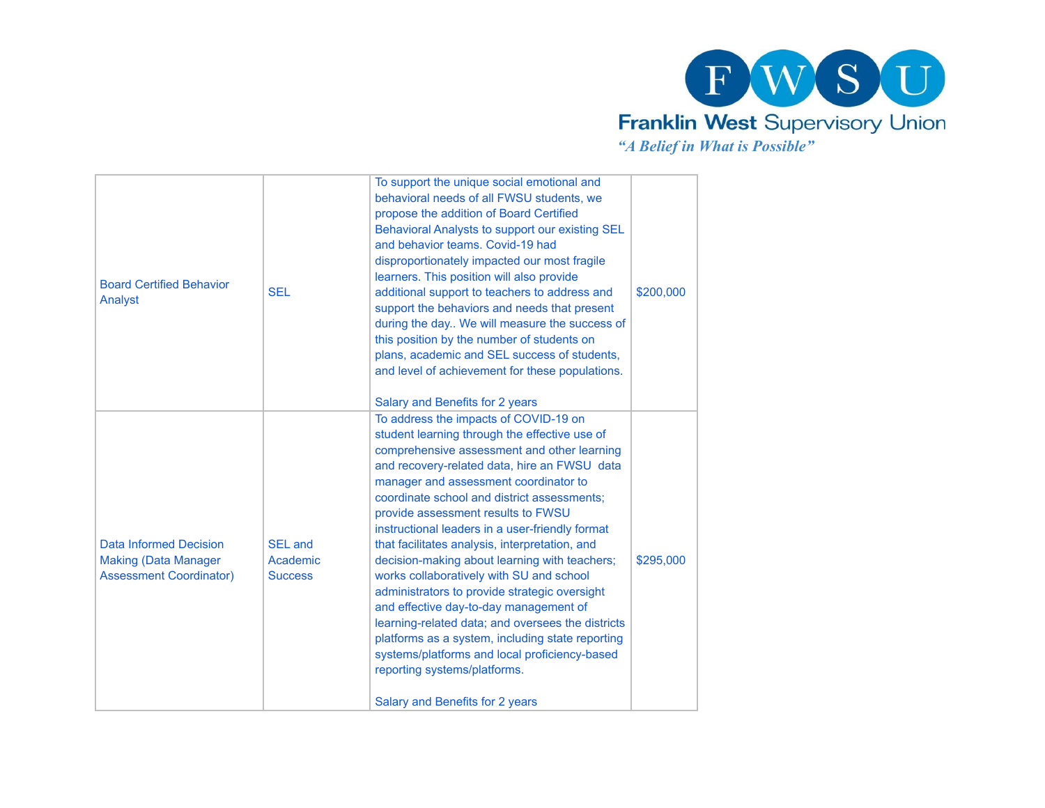| Board Certified Behavior Analyst | SEL | To support the unique social emotional and behavioral needs of all FWSU students, we propose the addition of Board Certified Behavioral Analysts to support our existing SEL and behavior teams. Covid-19 had disproportionately impacted our most fragile learners. This position will also provide additional support to teachers to address and support the behaviors and needs that present during the day.. We will measure the success of this position by the number of students on plans, academic and SEL success of students, and level of achievement for these populations.<br><br>Salary and Benefits for 2 years | $200,000 |
|---|---|---|---|
| Data Informed Decision Making (Data Manager Assessment Coordinator) | SEL and Academic Success | To address the impacts of COVID-19 on student learning through the effective use of comprehensive assessment and other learning and recovery-related data, hire an FWSU data manager and assessment coordinator to coordinate school and district assessments; provide assessment results to FWSU instructional leaders in a user-friendly format that facilitates analysis, interpretation, and decision-making about learning with teachers; works collaboratively with SU and school administrators to provide strategic oversight and effective day-to-day management of learning-related data; and oversees the districts platforms as a system, including state reporting systems/platforms and local proficiency-based reporting systems/platforms.<br><br>Salary and Benefits for 2 years | $295,000 |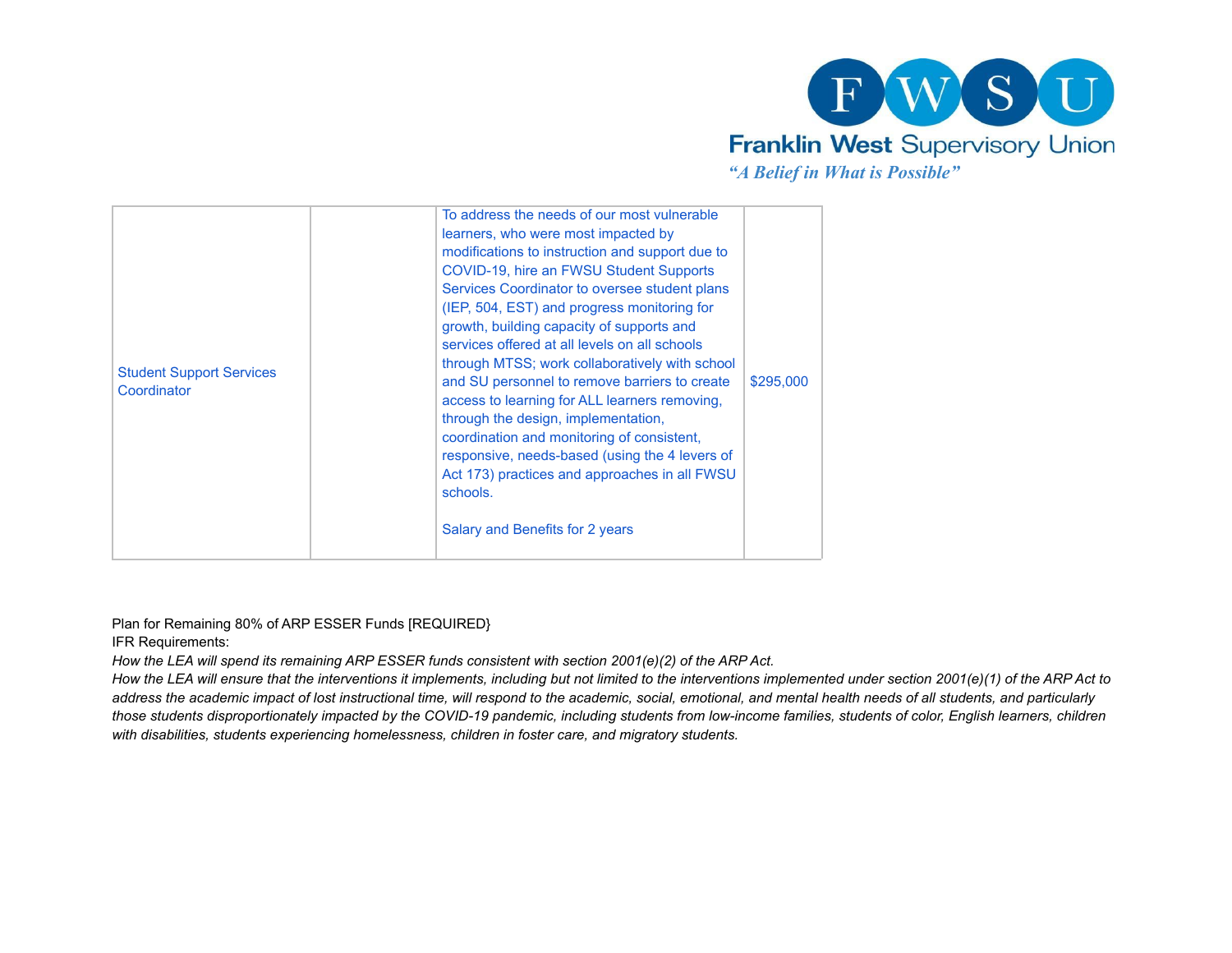| | | | |
|---|---|---|---|
| Student Support Services Coordinator | | To address the needs of our most vulnerable learners, who were most impacted by modifications to instruction and support due to COVID-19, hire an FWSU Student Supports Services Coordinator to oversee student plans (IEP, 504, EST) and progress monitoring for growth, building capacity of supports and services offered at all levels on all schools through MTSS; work collaboratively with school and SU personnel to remove barriers to create access to learning for ALL learners removing, through the design, implementation, coordination and monitoring of consistent, responsive, needs-based (using the 4 levers of Act 173) practices and approaches in all FWSU schools.<br><br>Salary and Benefits for 2 years | $295,000 |

Plan for Remaining 80% of ARP ESSER Funds [REQUIRED}

IFR Requirements:

*How the LEA will spend its remaining ARP ESSER funds consistent with section 2001(e)(2) of the ARP Act.*

*How the LEA will ensure that the interventions it implements, including but not limited to the interventions implemented under section 2001(e)(1) of the ARP Act to address the academic impact of lost instructional time, will respond to the academic, social, emotional, and mental health needs of all students, and particularly those students disproportionately impacted by the COVID-19 pandemic, including students from low-income families, students of color, English learners, children with disabilities, students experiencing homelessness, children in foster care, and migratory students.*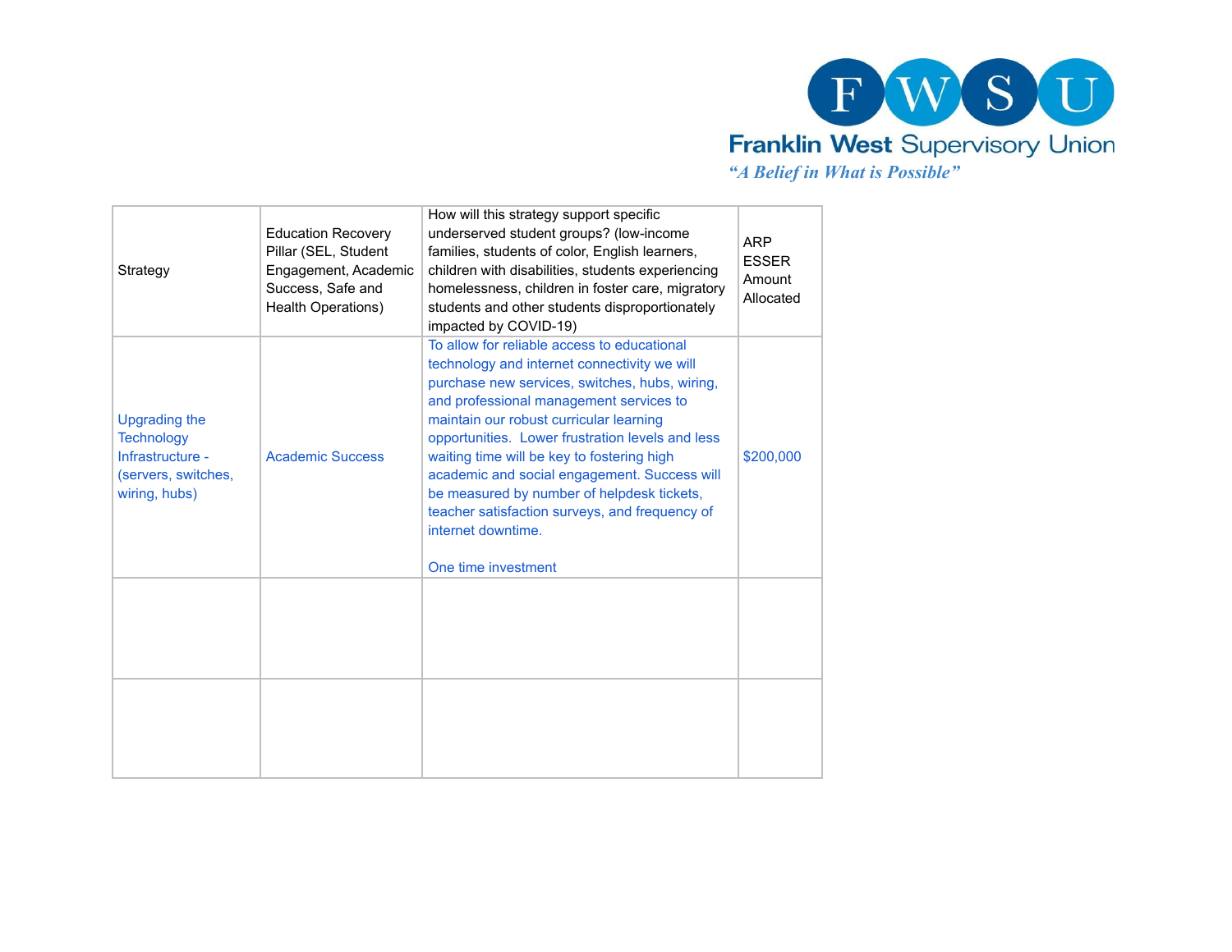| Strategy | Education Recovery Pillar (SEL, Student Engagement, Academic Success, Safe and Health Operations) | How will this strategy support specific underserved student groups? (low-income families, students of color, English learners, children with disabilities, students experiencing homelessness, children in foster care, migratory students and other students disproportionately impacted by COVID-19) | ARP ESSER Amount Allocated |
|---|---|---|---|
| Upgrading the Technology Infrastructure - (servers, switches, wiring, hubs) | Academic Success | To allow for reliable access to educational technology and internet connectivity we will purchase new services, switches, hubs, wiring, and professional management services to maintain our robust curricular learning opportunities. Lower frustration levels and less waiting time will be key to fostering high academic and social engagement. Success will be measured by number of helpdesk tickets, teacher satisfaction surveys, and frequency of internet downtime.<br><br>One time investment | $200,000 |
| | | | |
| | | | |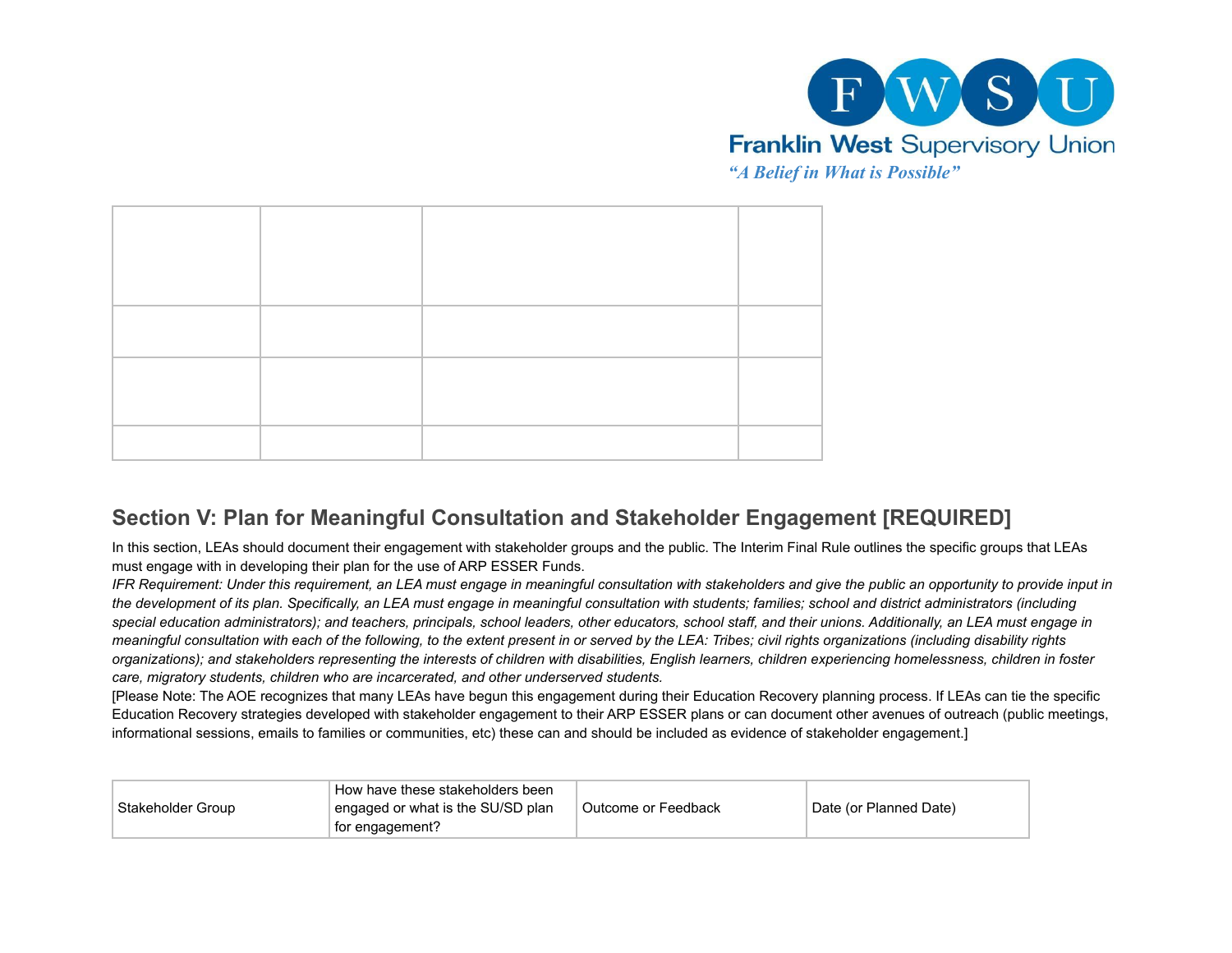| | | | |
|---|---|---|---|
| | | | |
| | | | |
| | | | |
| | | | |

## Section V: Plan for Meaningful Consultation and Stakeholder Engagement [REQUIRED]

In this section, LEAs should document their engagement with stakeholder groups and the public. The Interim Final Rule outlines the specific groups that LEAs must engage with in developing their plan for the use of ARP ESSER Funds.

*IFR Requirement: Under this requirement, an LEA must engage in meaningful consultation with stakeholders and give the public an opportunity to provide input in the development of its plan. Specifically, an LEA must engage in meaningful consultation with students; families; school and district administrators (including special education administrators); and teachers, principals, school leaders, other educators, school staff, and their unions. Additionally, an LEA must engage in meaningful consultation with each of the following, to the extent present in or served by the LEA: Tribes; civil rights organizations (including disability rights organizations); and stakeholders representing the interests of children with disabilities, English learners, children experiencing homelessness, children in foster care, migratory students, children who are incarcerated, and other underserved students.*

[Please Note: The AOE recognizes that many LEAs have begun this engagement during their Education Recovery planning process. If LEAs can tie the specific Education Recovery strategies developed with stakeholder engagement to their ARP ESSER plans or can document other avenues of outreach (public meetings, informational sessions, emails to families or communities, etc) these can and should be included as evidence of stakeholder engagement.]

| Stakeholder Group | How have these stakeholders been engaged or what is the SU/SD plan for engagement? | Outcome or Feedback | Date (or Planned Date) |
|---|---|---|---|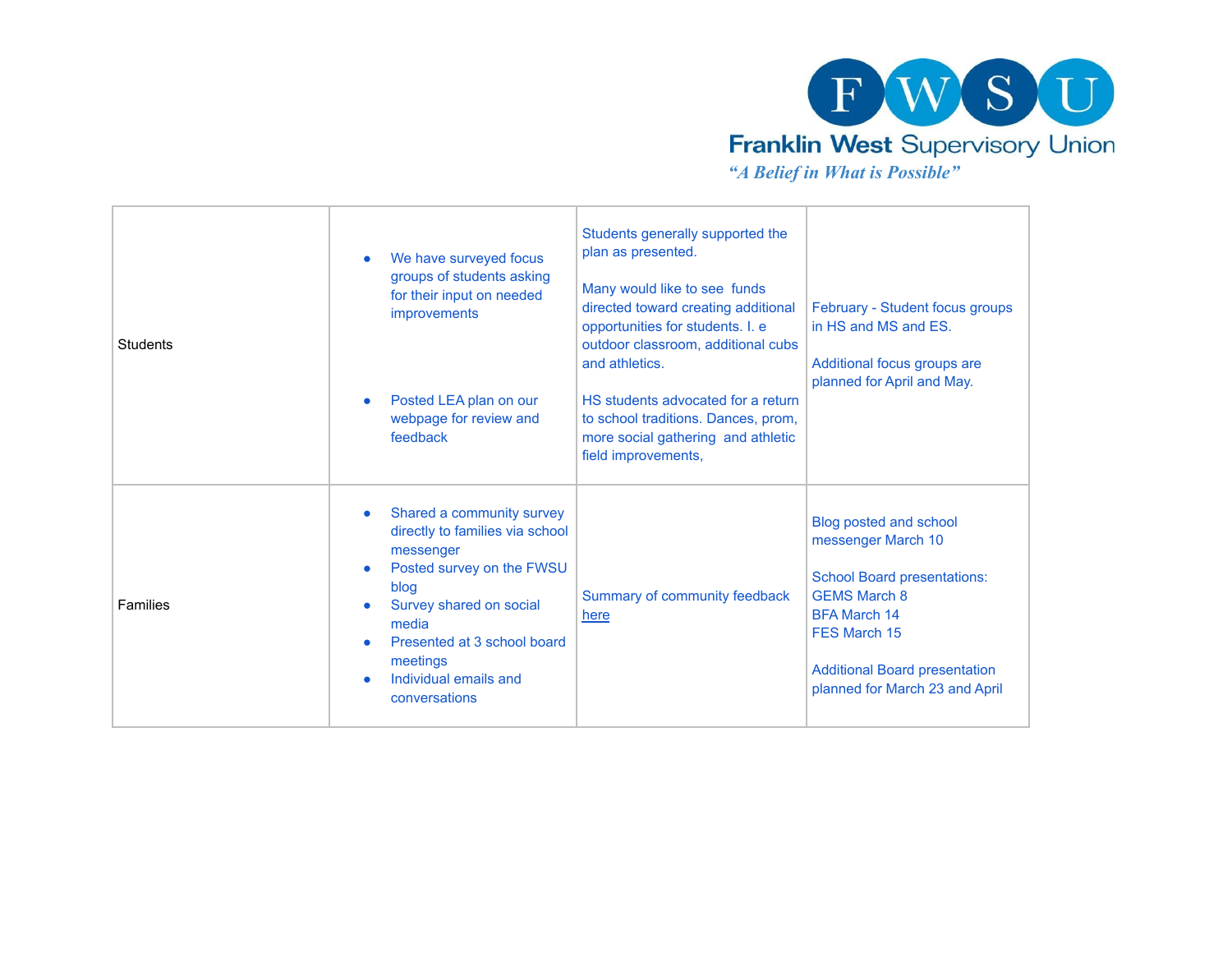| | | | |
|---|---|---|---|
| Students | • We have surveyed focus groups of students asking for their input on needed improvements<br><br>• Posted LEA plan on our webpage for review and feedback | Students generally supported the plan as presented.<br><br>Many would like to see funds directed toward creating additional opportunities for students. I. e outdoor classroom, additional cubs and athletics.<br><br>HS students advocated for a return to school traditions. Dances, prom, more social gathering and athletic field improvements, | February - Student focus groups in HS and MS and ES.<br><br>Additional focus groups are planned for April and May. |
| Families | • Shared a community survey directly to families via school messenger<br>• Posted survey on the FWSU blog<br>• Survey shared on social media<br>• Presented at 3 school board meetings<br>• Individual emails and conversations | Summary of community feedback [here](#) | Blog posted and school messenger March 10<br><br>School Board presentations:<br>GEMS March 8<br>BFA March 14<br>FES March 15<br><br>Additional Board presentation planned for March 23 and April |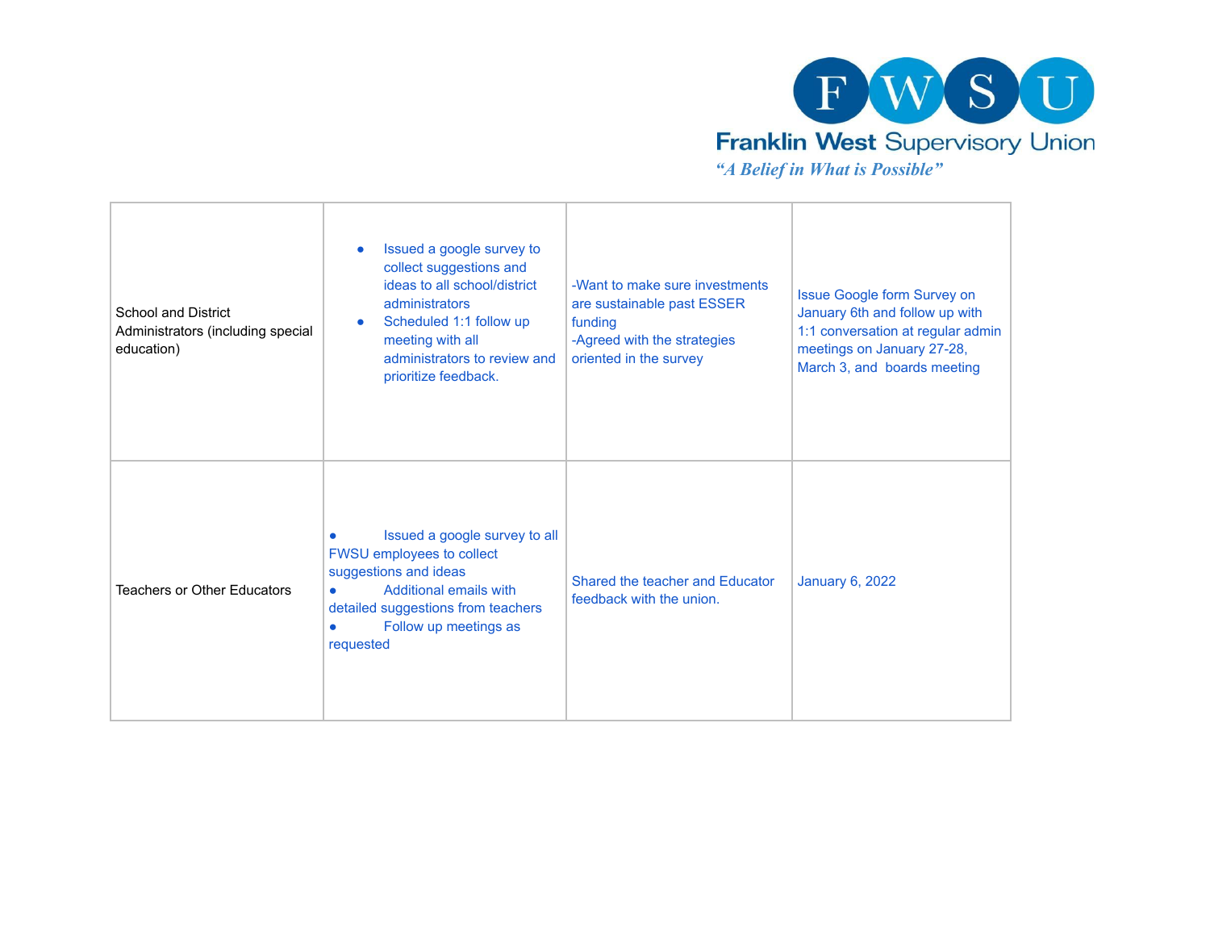| | | | |
|---|---|---|---|
| School and District Administrators (including special education) | • Issued a google survey to collect suggestions and ideas to all school/district administrators<br>• Scheduled 1:1 follow up meeting with all administrators to review and prioritize feedback. | -Want to make sure investments are sustainable past ESSER funding<br>-Agreed with the strategies oriented in the survey | Issue Google form Survey on January 6th and follow up with 1:1 conversation at regular admin meetings on January 27-28, March 3, and boards meeting |
| Teachers or Other Educators | • Issued a google survey to all FWSU employees to collect suggestions and ideas<br>• Additional emails with detailed suggestions from teachers<br>• Follow up meetings as requested | Shared the teacher and Educator feedback with the union. | January 6, 2022 |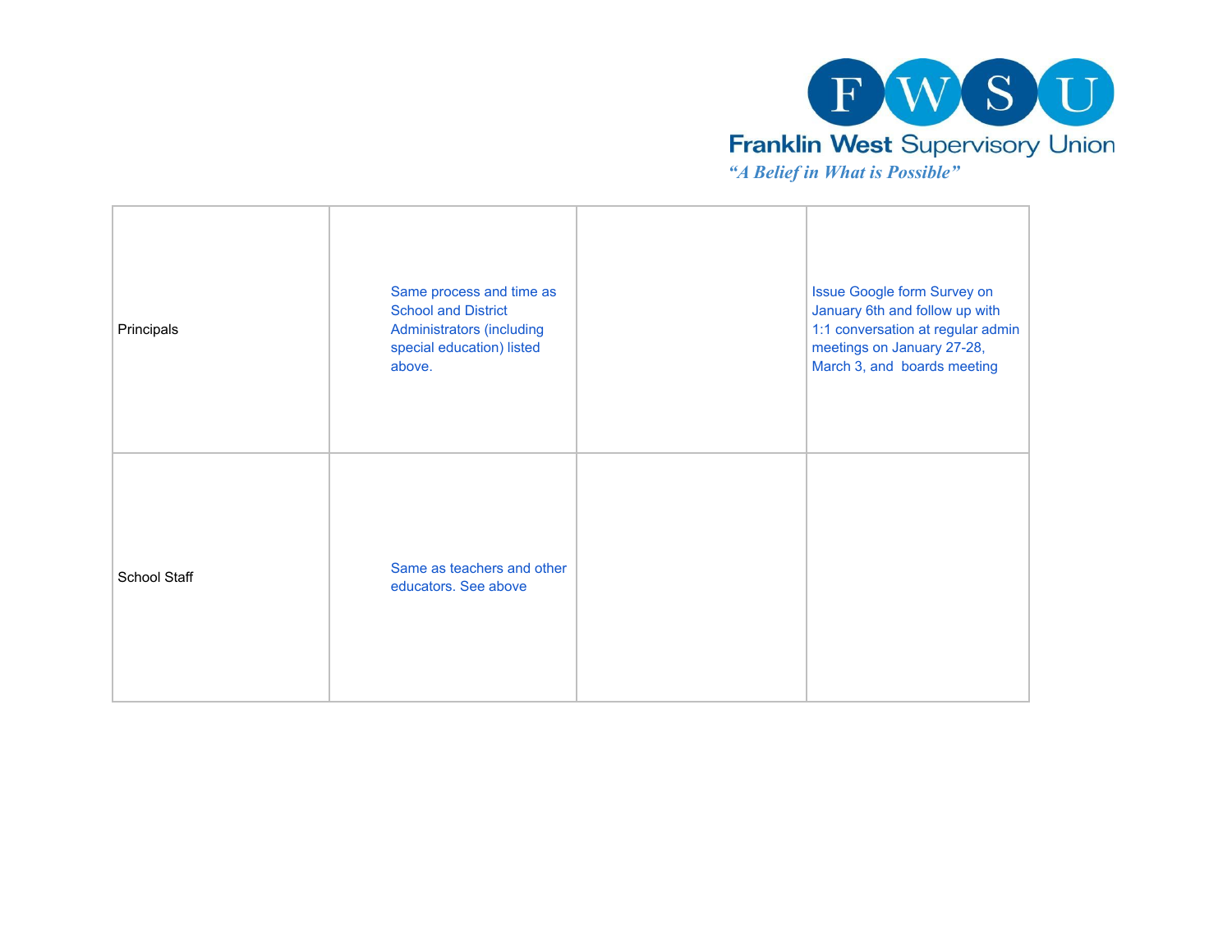| | | | |
|---|---|---|---|
| Principals | Same process and time as School and District Administrators (including special education) listed above. | | Issue Google form Survey on January 6th and follow up with 1:1 conversation at regular admin meetings on January 27-28, March 3, and boards meeting |
| School Staff | Same as teachers and other educators. See above | | |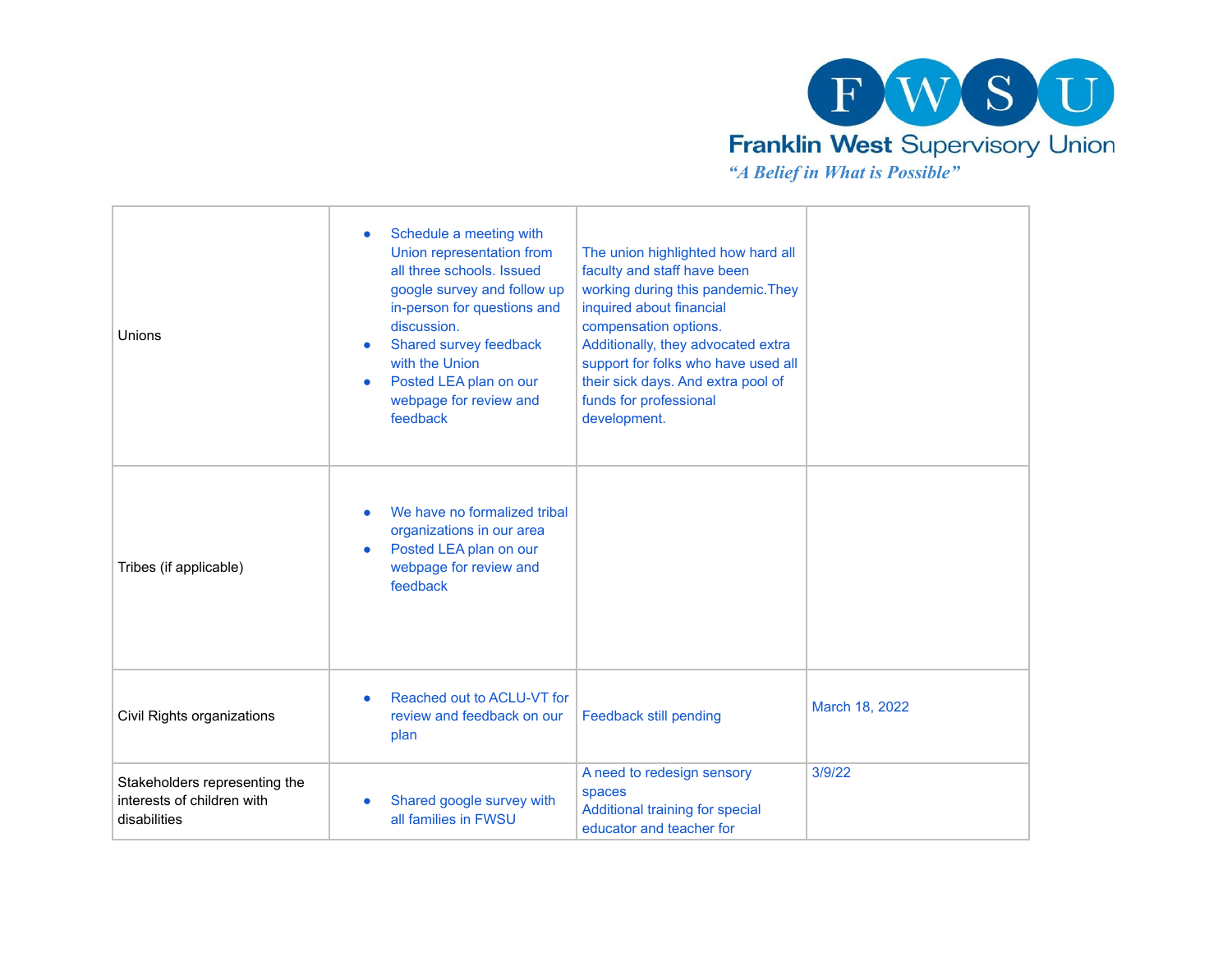| | | | |
|---|---|---|---|
| Unions | • Schedule a meeting with Union representation from all three schools. Issued google survey and follow up in-person for questions and discussion.<br>• Shared survey feedback with the Union<br>• Posted LEA plan on our webpage for review and feedback | The union highlighted how hard all faculty and staff have been working during this pandemic.They inquired about financial compensation options. Additionally, they advocated extra support for folks who have used all their sick days. And extra pool of funds for professional development. | |
| Tribes (if applicable) | • We have no formalized tribal organizations in our area<br>• Posted LEA plan on our webpage for review and feedback | | |
| Civil Rights organizations | • Reached out to ACLU-VT for review and feedback on our plan | Feedback still pending | March 18, 2022 |
| Stakeholders representing the interests of children with disabilities | • Shared google survey with all families in FWSU | A need to redesign sensory spaces<br>Additional training for special educator and teacher for | 3/9/22 |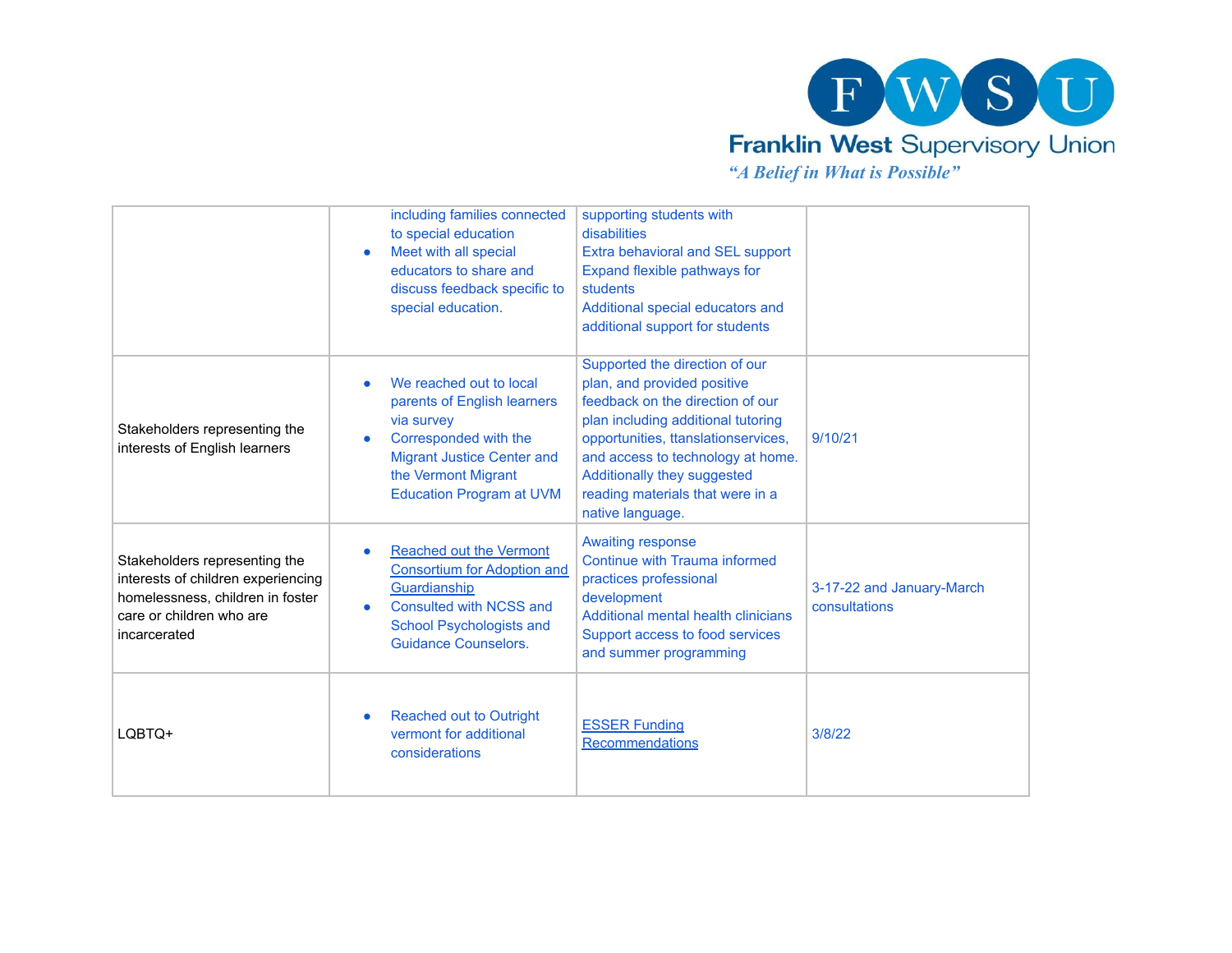| | | | |
|---|---|---|---|
| | including families connected to special education<br>• Meet with all special educators to share and discuss feedback specific to special education. | supporting students with disabilities<br>Extra behavioral and SEL support<br>Expand flexible pathways for students<br>Additional special educators and additional support for students | |
| Stakeholders representing the interests of English learners | • We reached out to local parents of English learners via survey<br>• Corresponded with the Migrant Justice Center and the Vermont Migrant Education Program at UVM | Supported the direction of our plan, and provided positive feedback on the direction of our plan including additional tutoring opportunities, ttanslationservices, and access to technology at home. Additionally they suggested reading materials that were in a native language. | 9/10/21 |
| Stakeholders representing the interests of children experiencing homelessness, children in foster care or children who are incarcerated | • Reached out the Vermont Consortium for Adoption and Guardianship<br>• Consulted with NCSS and School Psychologists and Guidance Counselors. | Awaiting response<br>Continue with Trauma informed practices professional development<br>Additional mental health clinicians<br>Support access to food services and summer programming | 3-17-22 and January-March consultations |
| LQBTQ+ | • Reached out to Outright vermont for additional considerations | ESSER Funding Recommendations | 3/8/22 |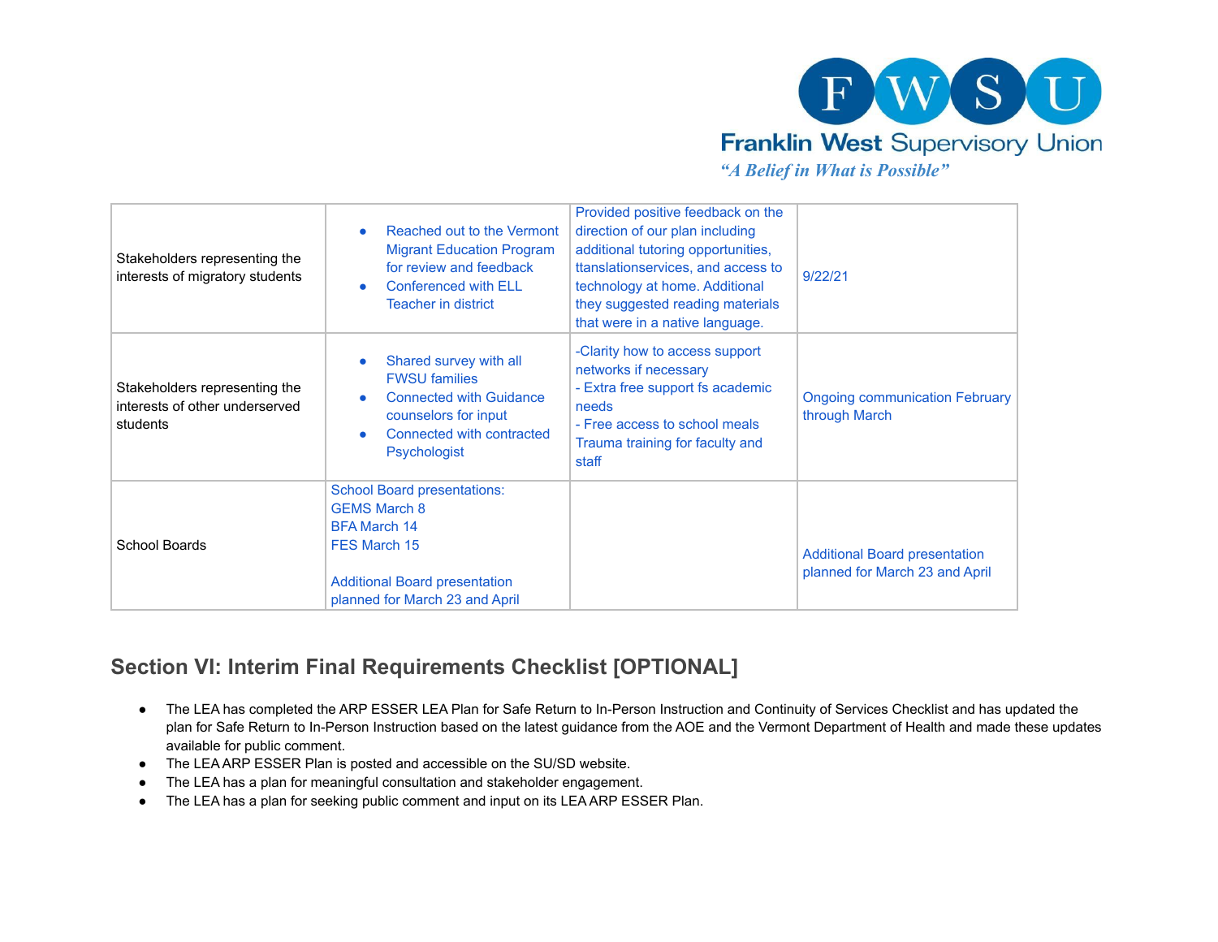| Stakeholders representing the interests of migratory students | • Reached out to the Vermont Migrant Education Program for review and feedback<br>• Conferenced with ELL Teacher in district | Provided positive feedback on the direction of our plan including additional tutoring opportunities, ttanslationservices, and access to technology at home. Additional they suggested reading materials that were in a native language. | 9/22/21 |
|---|---|---|---|
| Stakeholders representing the interests of other underserved students | • Shared survey with all FWSU families<br>• Connected with Guidance counselors for input<br>• Connected with contracted Psychologist | -Clarity how to access support networks if necessary<br>- Extra free support fs academic needs<br>- Free access to school meals<br>Trauma training for faculty and staff | Ongoing communication February through March |
| School Boards | School Board presentations:<br>GEMS March 8<br>BFA March 14<br>FES March 15<br><br>Additional Board presentation planned for March 23 and April | | Additional Board presentation planned for March 23 and April |

## Section VI: Interim Final Requirements Checklist [OPTIONAL]

- The LEA has completed the ARP ESSER LEA Plan for Safe Return to In-Person Instruction and Continuity of Services Checklist and has updated the plan for Safe Return to In-Person Instruction based on the latest guidance from the AOE and the Vermont Department of Health and made these updates available for public comment.
- The LEA ARP ESSER Plan is posted and accessible on the SU/SD website.
- The LEA has a plan for meaningful consultation and stakeholder engagement.
- The LEA has a plan for seeking public comment and input on its LEA ARP ESSER Plan.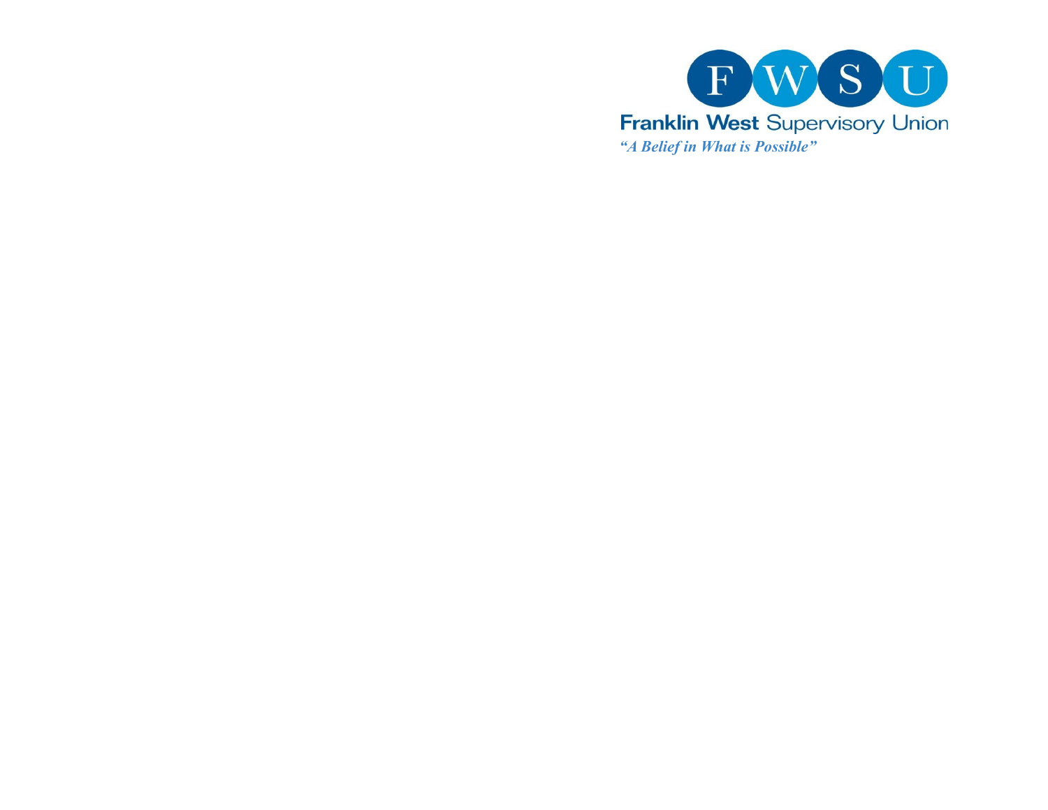F W S U

**Franklin West** Supervisory Union

***"A Belief in What is Possible"***